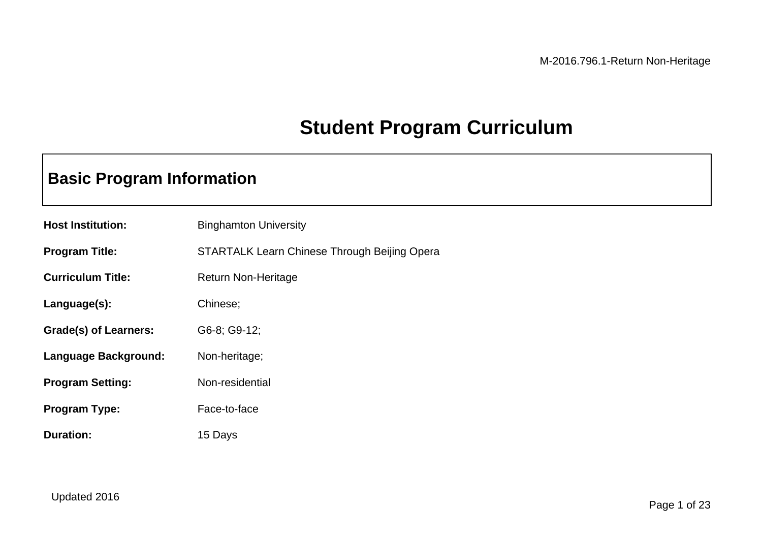M-2016.796.1-Return Non-Heritage

# Student Program Curriculum

## Basic Program Information

**Host Institution:** Binghamton University

**Program Title:** STARTALK Learn Chinese Through Beijing Opera

**Curriculum Title:** Return Non-Heritage

**Language(s):** Chinese;

**Grade(s) of Learners:** G6-8; G9-12;

**Language Background:** Non-heritage;

**Program Setting:** Non-residential

**Program Type:** Face-to-face

**Duration:** 15 Days

Updated 2016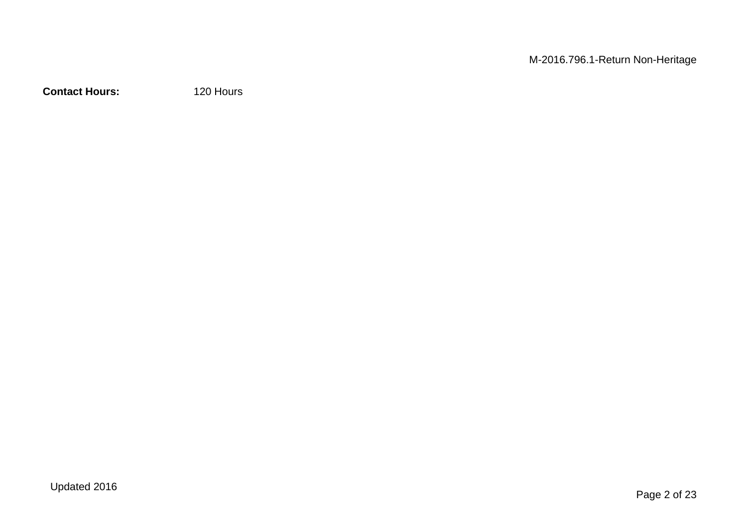**Contact Hours:** 120 Hours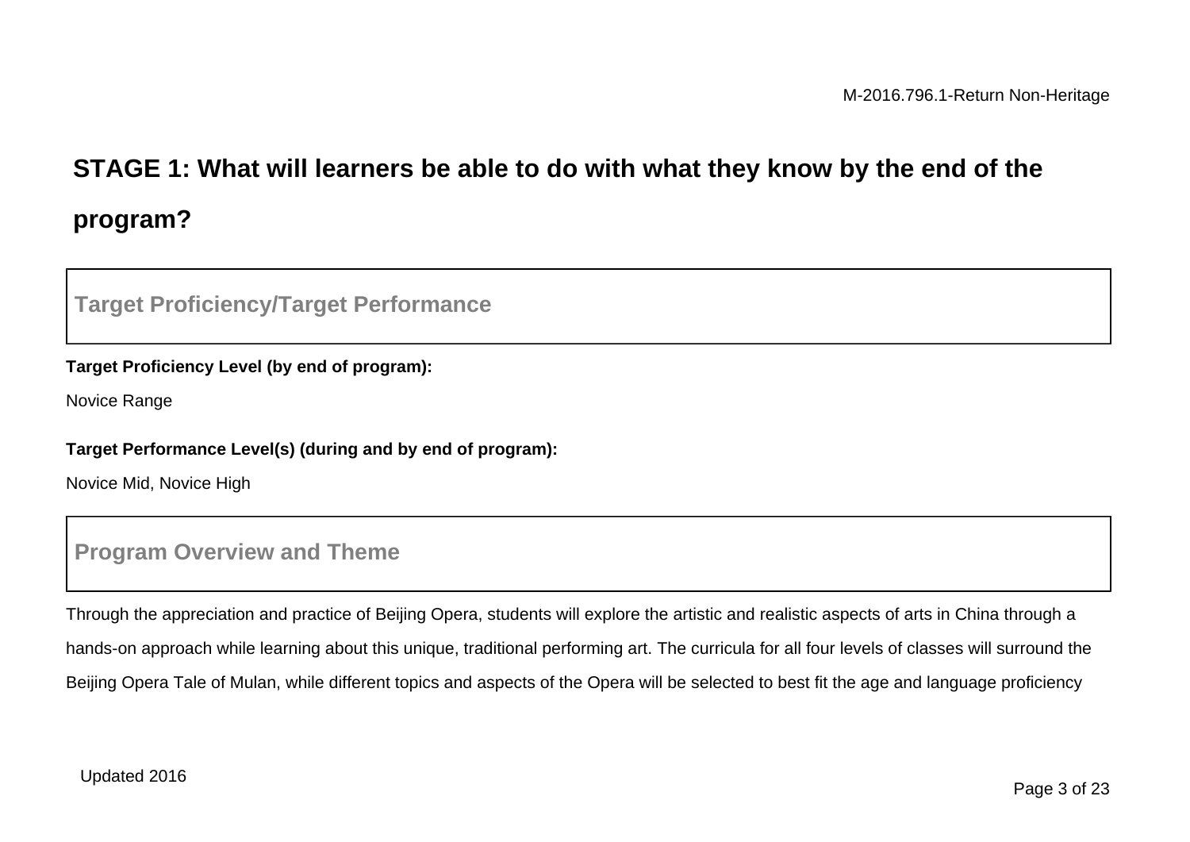# STAGE 1: What will learners be able to do with what they know by the end of the program?

## Target Proficiency/Target Performance

**Target Proficiency Level (by end of program):**

Novice Range

**Target Performance Level(s) (during and by end of program):**

Novice Mid, Novice High

## Program Overview and Theme

Through the appreciation and practice of Beijing Opera, students will explore the artistic and realistic aspects of arts in China through a hands-on approach while learning about this unique, traditional performing art. The curricula for all four levels of classes will surround the Beijing Opera Tale of Mulan, while different topics and aspects of the Opera will be selected to best fit the age and language proficiency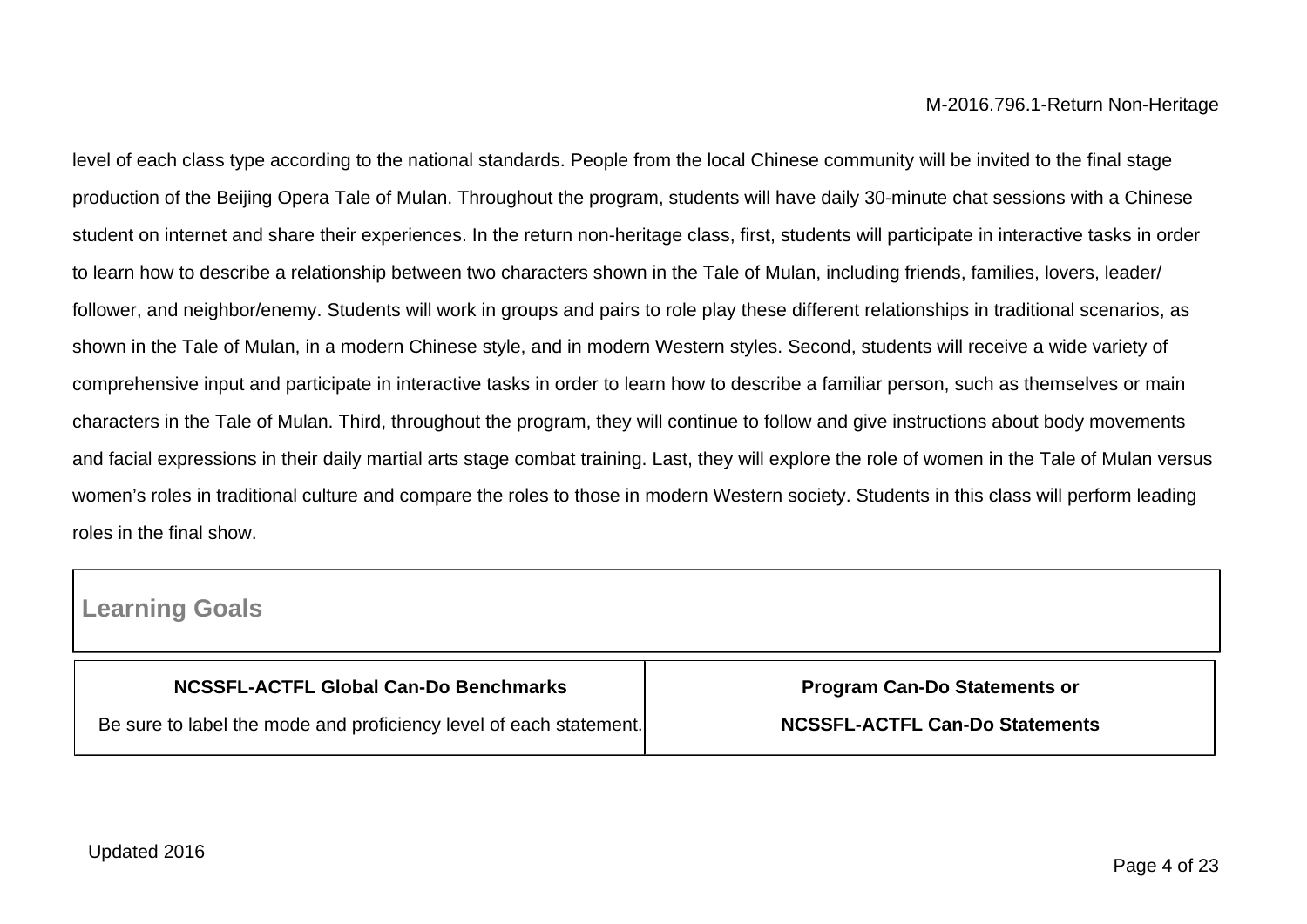level of each class type according to the national standards. People from the local Chinese community will be invited to the final stage production of the Beijing Opera Tale of Mulan. Throughout the program, students will have daily 30-minute chat sessions with a Chinese student on internet and share their experiences. In the return non-heritage class, first, students will participate in interactive tasks in order to learn how to describe a relationship between two characters shown in the Tale of Mulan, including friends, families, lovers, leader/ follower, and neighbor/enemy. Students will work in groups and pairs to role play these different relationships in traditional scenarios, as shown in the Tale of Mulan, in a modern Chinese style, and in modern Western styles. Second, students will receive a wide variety of comprehensive input and participate in interactive tasks in order to learn how to describe a familiar person, such as themselves or main characters in the Tale of Mulan. Third, throughout the program, they will continue to follow and give instructions about body movements and facial expressions in their daily martial arts stage combat training. Last, they will explore the role of women in the Tale of Mulan versus women's roles in traditional culture and compare the roles to those in modern Western society. Students in this class will perform leading roles in the final show.

## Learning Goals

| **NCSSFL-ACTFL Global Can-Do Benchmarks**<br>Be sure to label the mode and proficiency level of each statement. | **Program Can-Do Statements or NCSSFL-ACTFL Can-Do Statements** |
|---|---|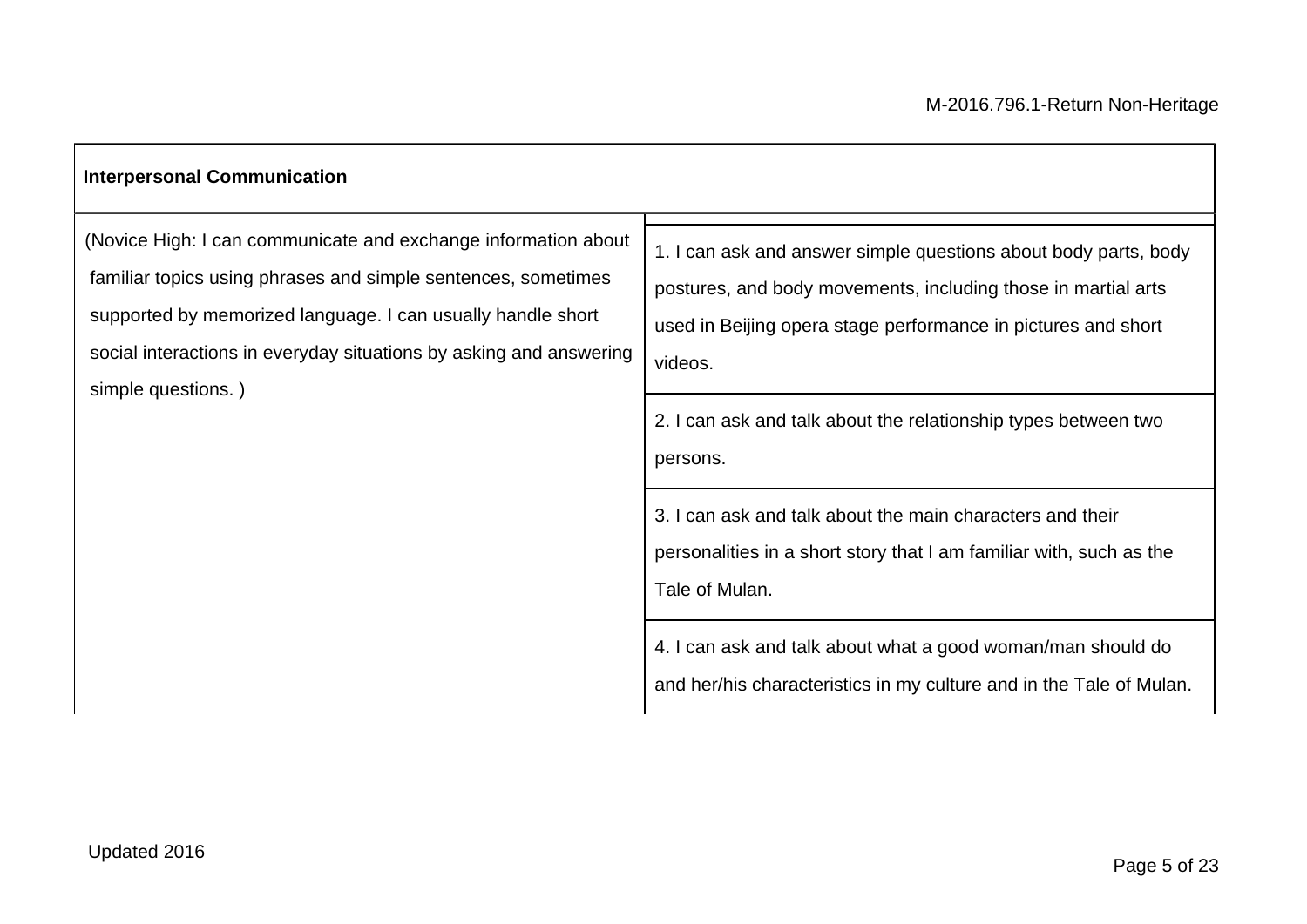| Interpersonal Communication | |
|---|---|
| (Novice High: I can communicate and exchange information about familiar topics using phrases and simple sentences, sometimes supported by memorized language. I can usually handle short social interactions in everyday situations by asking and answering simple questions. ) | 1. I can ask and answer simple questions about body parts, body postures, and body movements, including those in martial arts used in Beijing opera stage performance in pictures and short videos. |
| | 2. I can ask and talk about the relationship types between two persons. |
| | 3. I can ask and talk about the main characters and their personalities in a short story that I am familiar with, such as the Tale of Mulan. |
| | 4. I can ask and talk about what a good woman/man should do and her/his characteristics in my culture and in the Tale of Mulan. |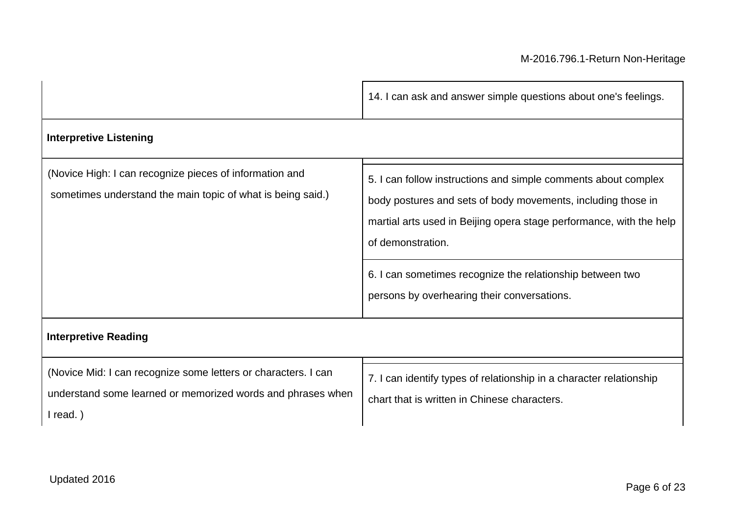| | |
|---|---|
| | 14. I can ask and answer simple questions about one's feelings. |
| **Interpretive Listening** | |
| (Novice High: I can recognize pieces of information and sometimes understand the main topic of what is being said.) | 5. I can follow instructions and simple comments about complex body postures and sets of body movements, including those in martial arts used in Beijing opera stage performance, with the help of demonstration. |
| | 6. I can sometimes recognize the relationship between two persons by overhearing their conversations. |
| **Interpretive Reading** | |
| (Novice Mid: I can recognize some letters or characters. I can understand some learned or memorized words and phrases when I read. ) | 7. I can identify types of relationship in a character relationship chart that is written in Chinese characters. |

Updated 2016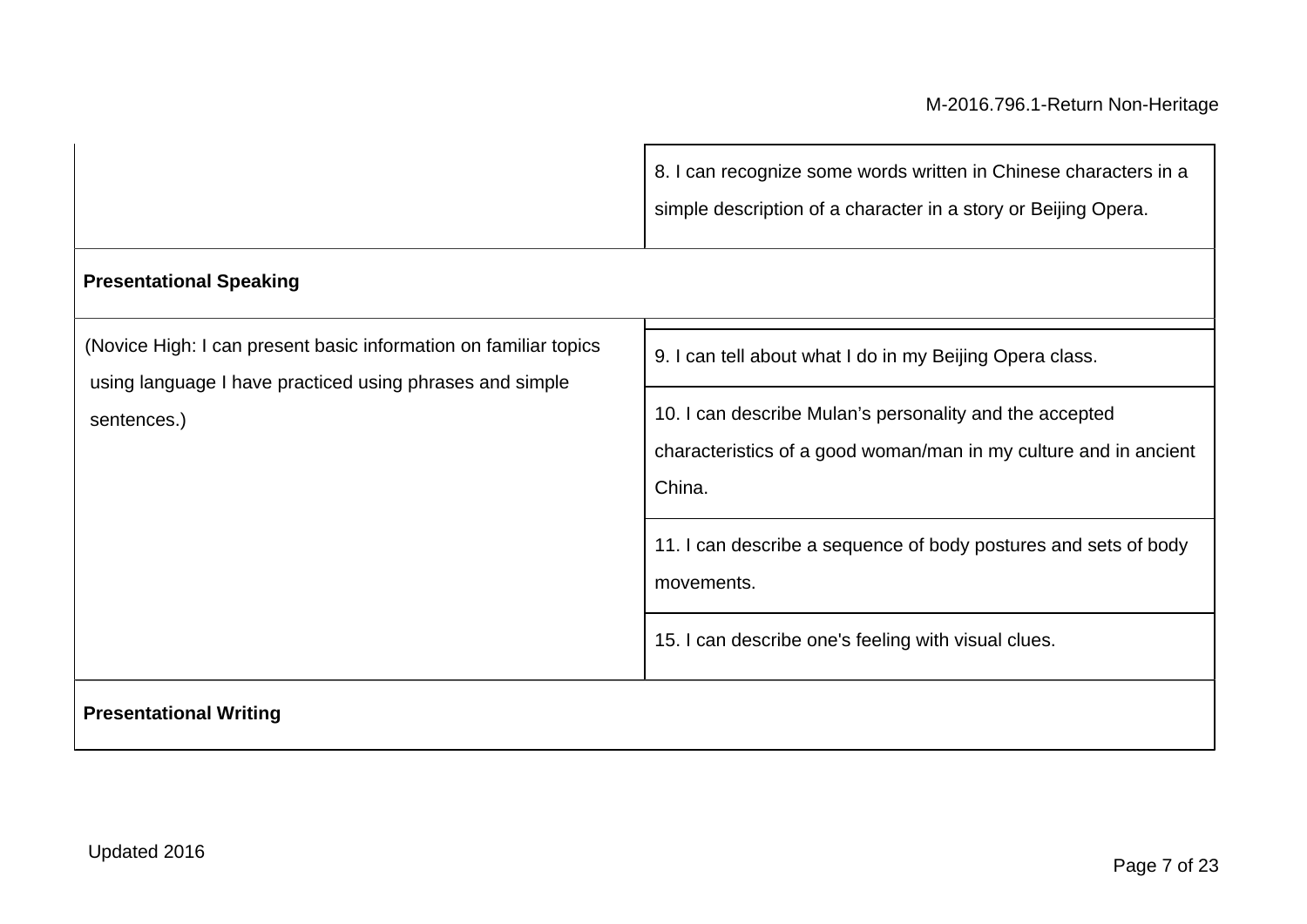| | |
|---|---|
| | 8. I can recognize some words written in Chinese characters in a simple description of a character in a story or Beijing Opera. |
| **Presentational Speaking** | |
| (Novice High: I can present basic information on familiar topics using language I have practiced using phrases and simple sentences.) | 9. I can tell about what I do in my Beijing Opera class. |
| | 10. I can describe Mulan's personality and the accepted characteristics of a good woman/man in my culture and in ancient China. |
| | 11. I can describe a sequence of body postures and sets of body movements. |
| | 15. I can describe one's feeling with visual clues. |
| **Presentational Writing** | |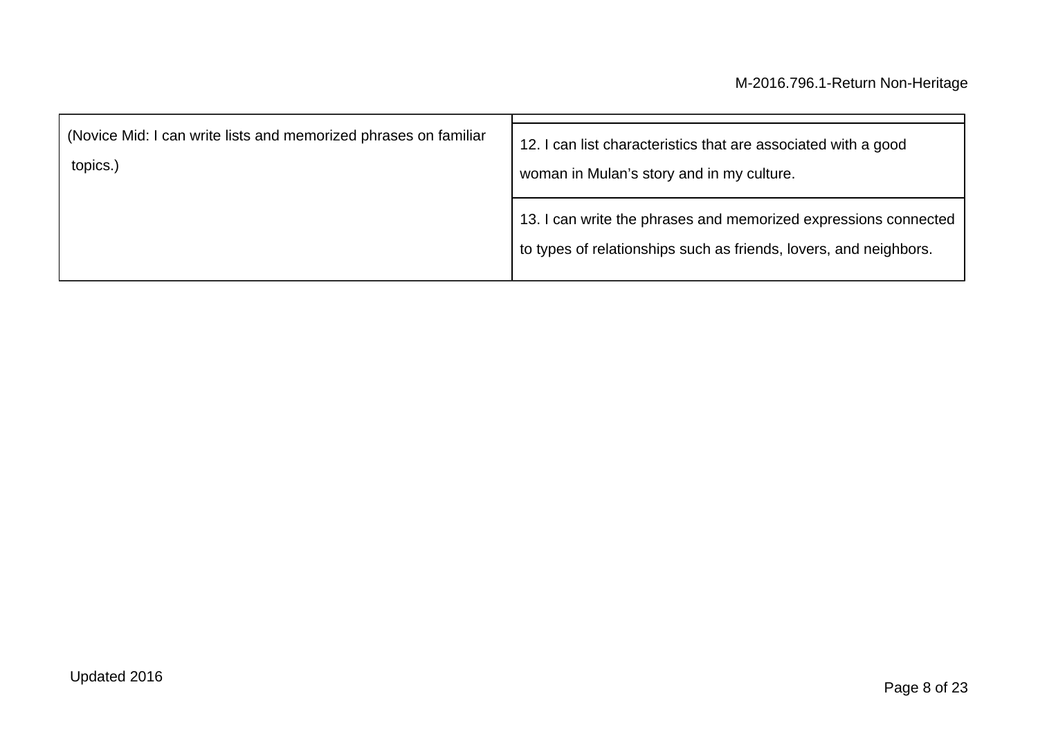| (Novice Mid: I can write lists and memorized phrases on familiar topics.) | |
|---|---|
| | 12. I can list characteristics that are associated with a good woman in Mulan's story and in my culture. |
| | 13. I can write the phrases and memorized expressions connected to types of relationships such as friends, lovers, and neighbors. |

Updated 2016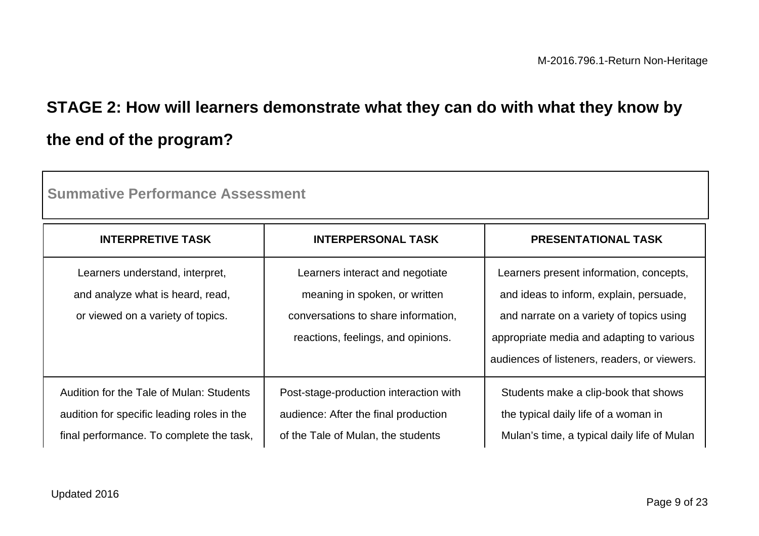## STAGE 2: How will learners demonstrate what they can do with what they know by the end of the program?

**Summative Performance Assessment**

| INTERPRETIVE TASK | INTERPERSONAL TASK | PRESENTATIONAL TASK |
|---|---|---|
| Learners understand, interpret, and analyze what is heard, read, or viewed on a variety of topics. | Learners interact and negotiate meaning in spoken, or written conversations to share information, reactions, feelings, and opinions. | Learners present information, concepts, and ideas to inform, explain, persuade, and narrate on a variety of topics using appropriate media and adapting to various audiences of listeners, readers, or viewers. |
| Audition for the Tale of Mulan: Students audition for specific leading roles in the final performance. To complete the task, | Post-stage-production interaction with audience: After the final production of the Tale of Mulan, the students | Students make a clip-book that shows the typical daily life of a woman in Mulan's time, a typical daily life of Mulan |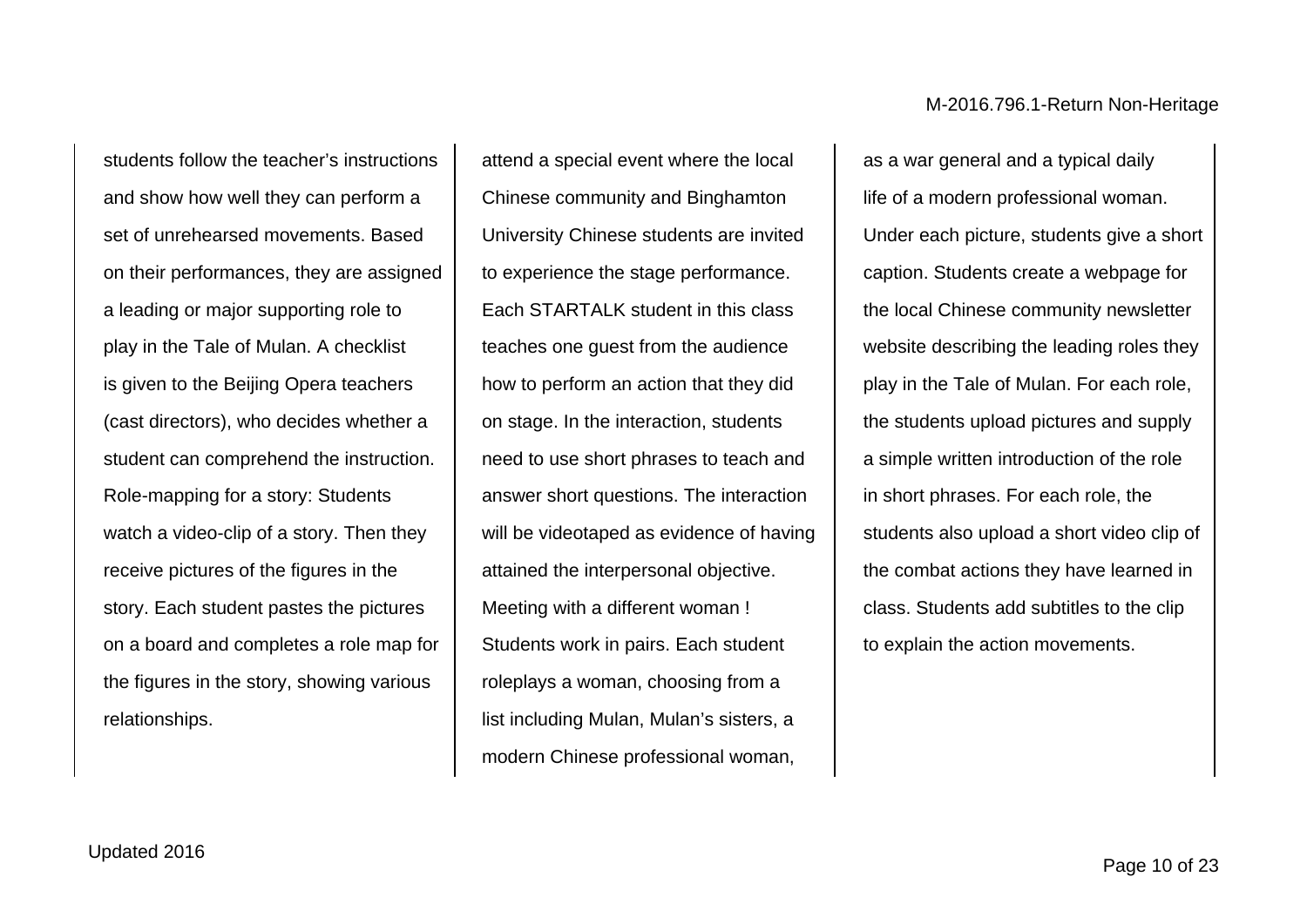students follow the teacher's instructions and show how well they can perform a set of unrehearsed movements. Based on their performances, they are assigned a leading or major supporting role to play in the Tale of Mulan. A checklist is given to the Beijing Opera teachers (cast directors), who decides whether a student can comprehend the instruction. Role-mapping for a story: Students watch a video-clip of a story. Then they receive pictures of the figures in the story. Each student pastes the pictures on a board and completes a role map for the figures in the story, showing various relationships.

attend a special event where the local Chinese community and Binghamton University Chinese students are invited to experience the stage performance. Each STARTALK student in this class teaches one guest from the audience how to perform an action that they did on stage. In the interaction, students need to use short phrases to teach and answer short questions. The interaction will be videotaped as evidence of having attained the interpersonal objective. Meeting with a different woman ! Students work in pairs. Each student roleplays a woman, choosing from a list including Mulan, Mulan's sisters, a modern Chinese professional woman,

as a war general and a typical daily life of a modern professional woman. Under each picture, students give a short caption. Students create a webpage for the local Chinese community newsletter website describing the leading roles they play in the Tale of Mulan. For each role, the students upload pictures and supply a simple written introduction of the role in short phrases. For each role, the students also upload a short video clip of the combat actions they have learned in class. Students add subtitles to the clip to explain the action movements.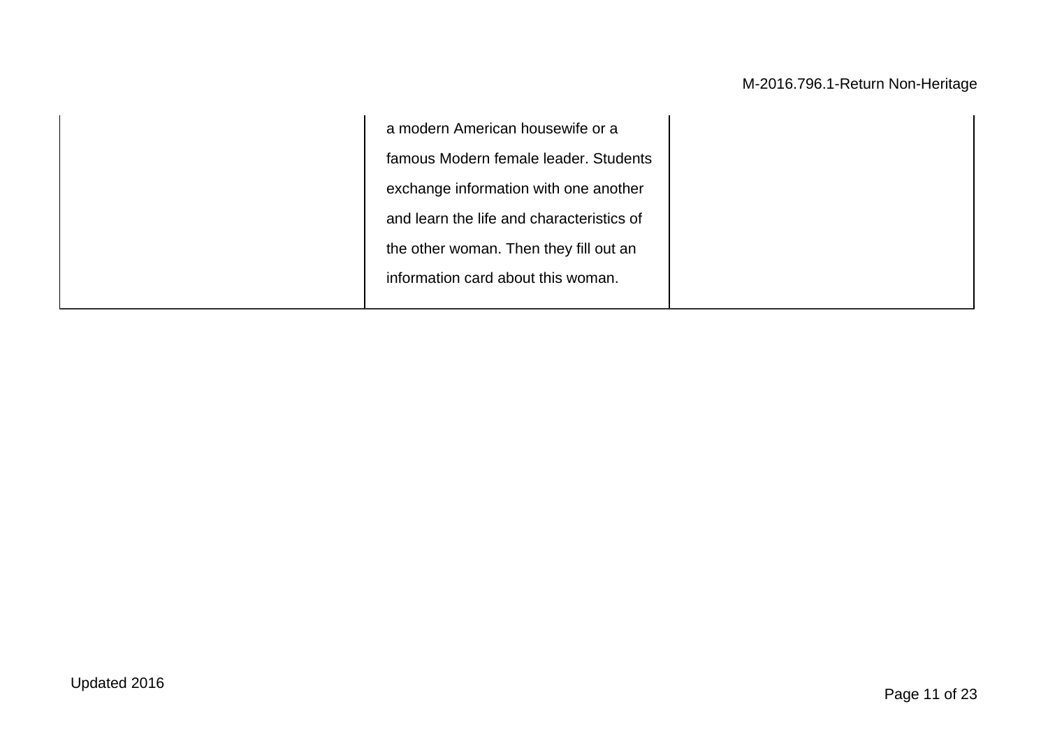| | | |
|---|---|---|
| | a modern American housewife or a famous Modern female leader. Students exchange information with one another and learn the life and characteristics of the other woman. Then they fill out an information card about this woman. | |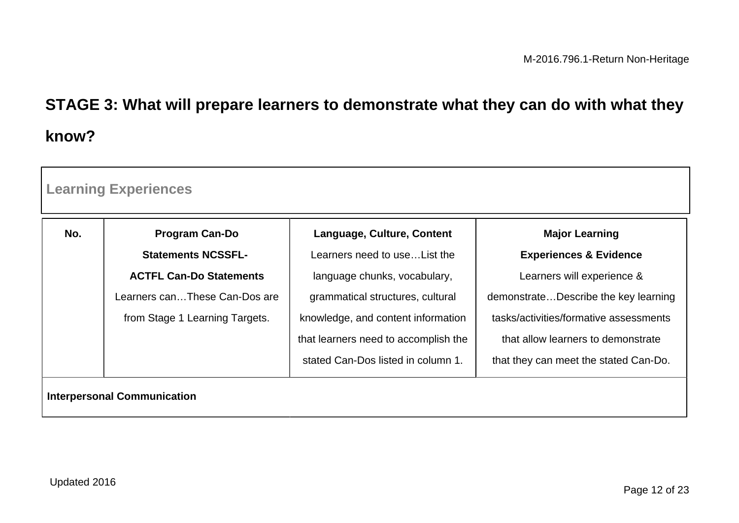## STAGE 3: What will prepare learners to demonstrate what they can do with what they know?

**Learning Experiences**

| No. | **Program Can-Do Statements NCSSFL-ACTFL Can-Do Statements** Learners can…These Can-Dos are from Stage 1 Learning Targets. | **Language, Culture, Content** Learners need to use…List the language chunks, vocabulary, grammatical structures, cultural knowledge, and content information that learners need to accomplish the stated Can-Dos listed in column 1. | **Major Learning Experiences & Evidence** Learners will experience & demonstrate…Describe the key learning tasks/activities/formative assessments that allow learners to demonstrate that they can meet the stated Can-Do. |
|---|---|---|---|
| **Interpersonal Communication** | | | |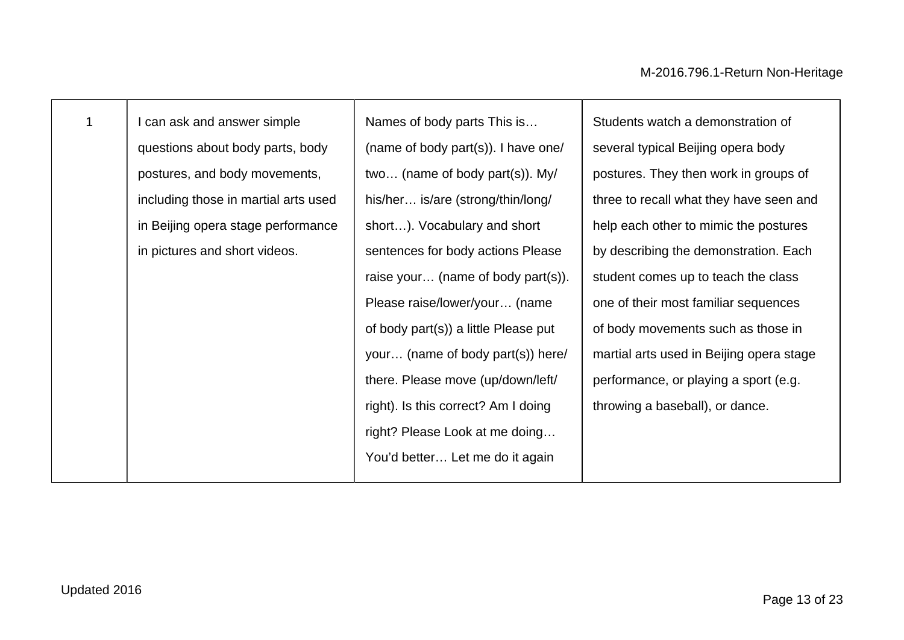| | | | |
|---|---|---|---|
| 1 | I can ask and answer simple questions about body parts, body postures, and body movements, including those in martial arts used in Beijing opera stage performance in pictures and short videos. | Names of body parts This is… (name of body part(s)). I have one/ two… (name of body part(s)). My/ his/her… is/are (strong/thin/long/ short…). Vocabulary and short sentences for body actions Please raise your… (name of body part(s)). Please raise/lower/your… (name of body part(s)) a little Please put your… (name of body part(s)) here/ there. Please move (up/down/left/ right). Is this correct? Am I doing right? Please Look at me doing… You'd better… Let me do it again | Students watch a demonstration of several typical Beijing opera body postures. They then work in groups of three to recall what they have seen and help each other to mimic the postures by describing the demonstration. Each student comes up to teach the class one of their most familiar sequences of body movements such as those in martial arts used in Beijing opera stage performance, or playing a sport (e.g. throwing a baseball), or dance. |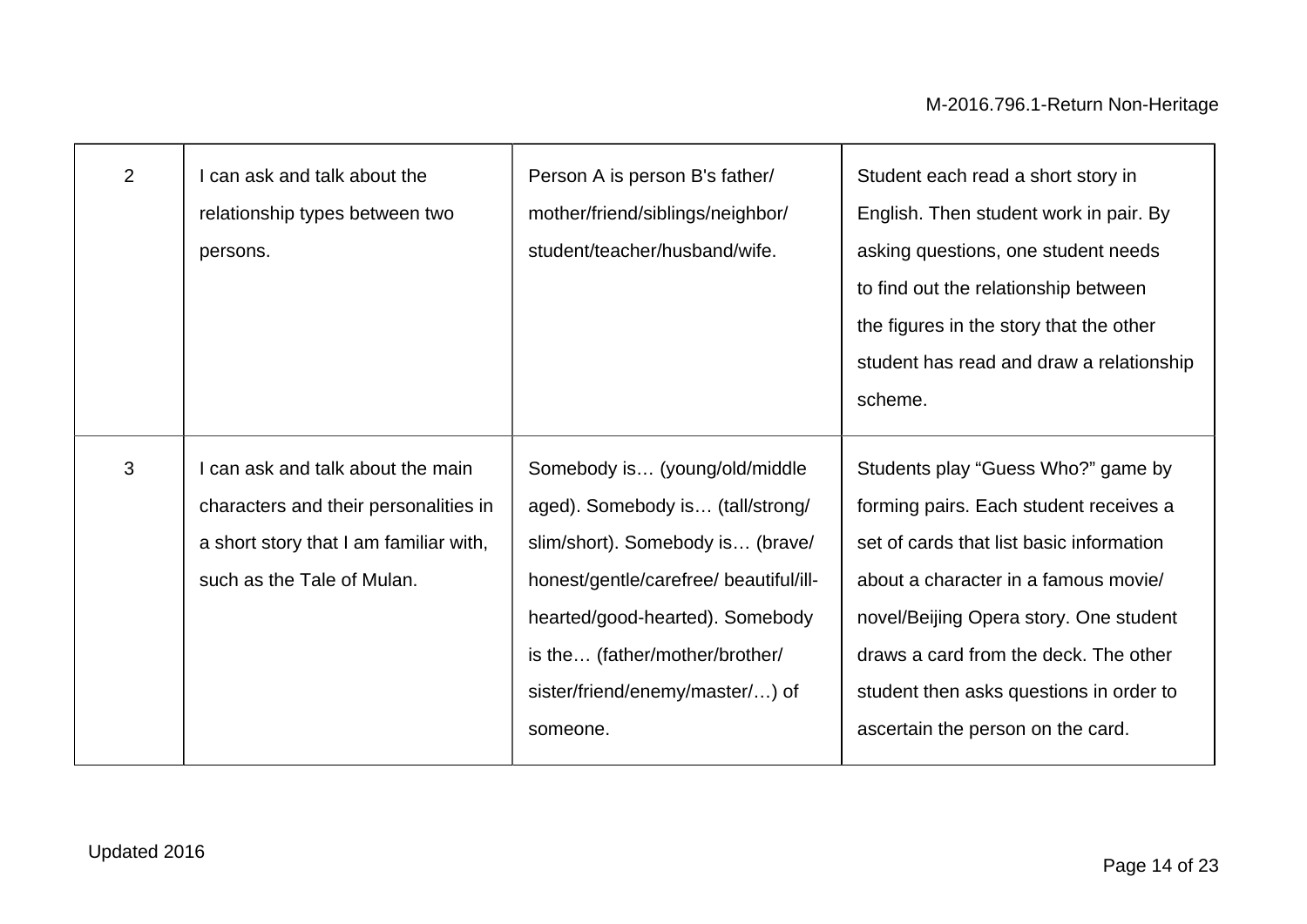| 2 | I can ask and talk about the relationship types between two persons. | Person A is person B's father/ mother/friend/siblings/neighbor/ student/teacher/husband/wife. | Student each read a short story in English. Then student work in pair. By asking questions, one student needs to find out the relationship between the figures in the story that the other student has read and draw a relationship scheme. |
|---|---|---|---|
| 3 | I can ask and talk about the main characters and their personalities in a short story that I am familiar with, such as the Tale of Mulan. | Somebody is… (young/old/middle aged). Somebody is… (tall/strong/ slim/short). Somebody is… (brave/ honest/gentle/carefree/ beautiful/ill-hearted/good-hearted). Somebody is the… (father/mother/brother/ sister/friend/enemy/master/…) of someone. | Students play “Guess Who?” game by forming pairs. Each student receives a set of cards that list basic information about a character in a famous movie/ novel/Beijing Opera story. One student draws a card from the deck. The other student then asks questions in order to ascertain the person on the card. |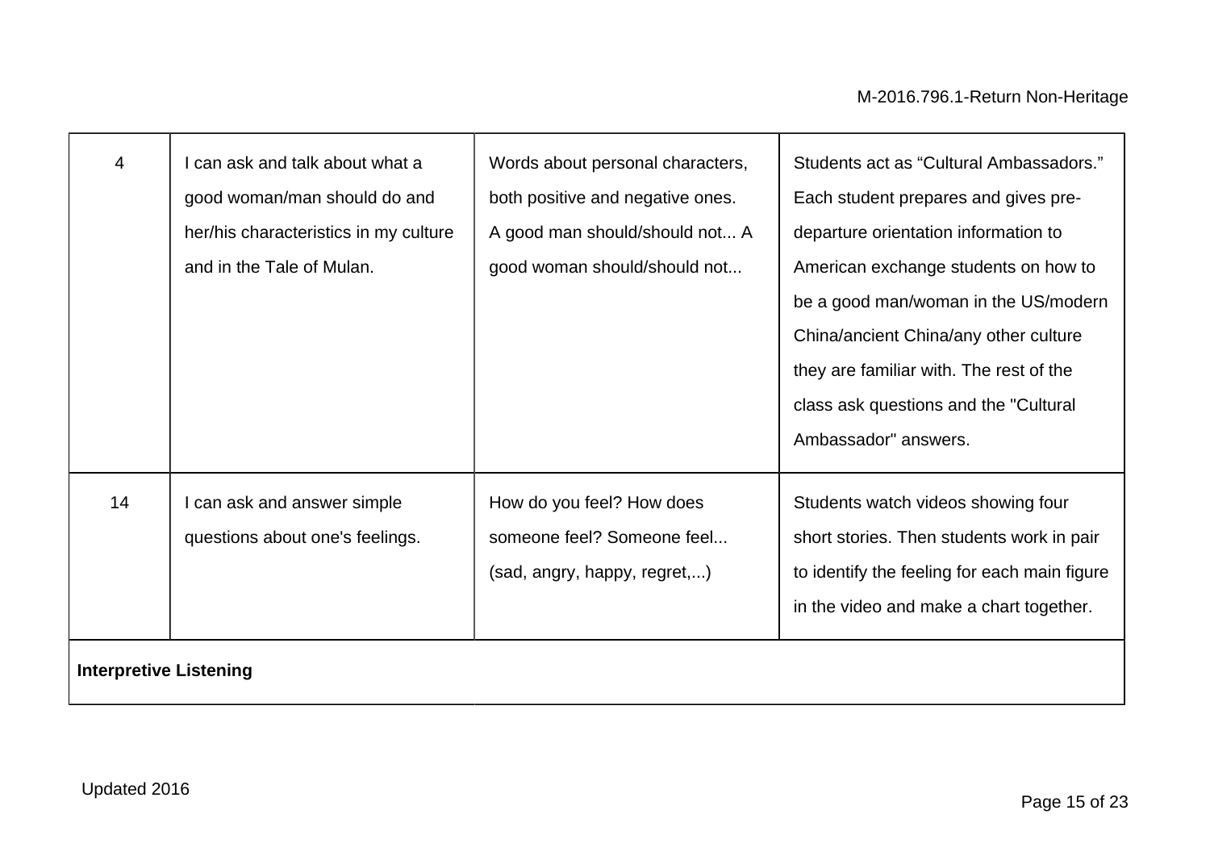| | | | |
|---|---|---|---|
| 4 | I can ask and talk about what a good woman/man should do and her/his characteristics in my culture and in the Tale of Mulan. | Words about personal characters, both positive and negative ones. A good man should/should not... A good woman should/should not... | Students act as “Cultural Ambassadors.” Each student prepares and gives pre-departure orientation information to American exchange students on how to be a good man/woman in the US/modern China/ancient China/any other culture they are familiar with. The rest of the class ask questions and the "Cultural Ambassador" answers. |
| 14 | I can ask and answer simple questions about one's feelings. | How do you feel? How does someone feel? Someone feel... (sad, angry, happy, regret,...) | Students watch videos showing four short stories. Then students work in pair to identify the feeling for each main figure in the video and make a chart together. |
| **Interpretive Listening** | | | |

Updated 2016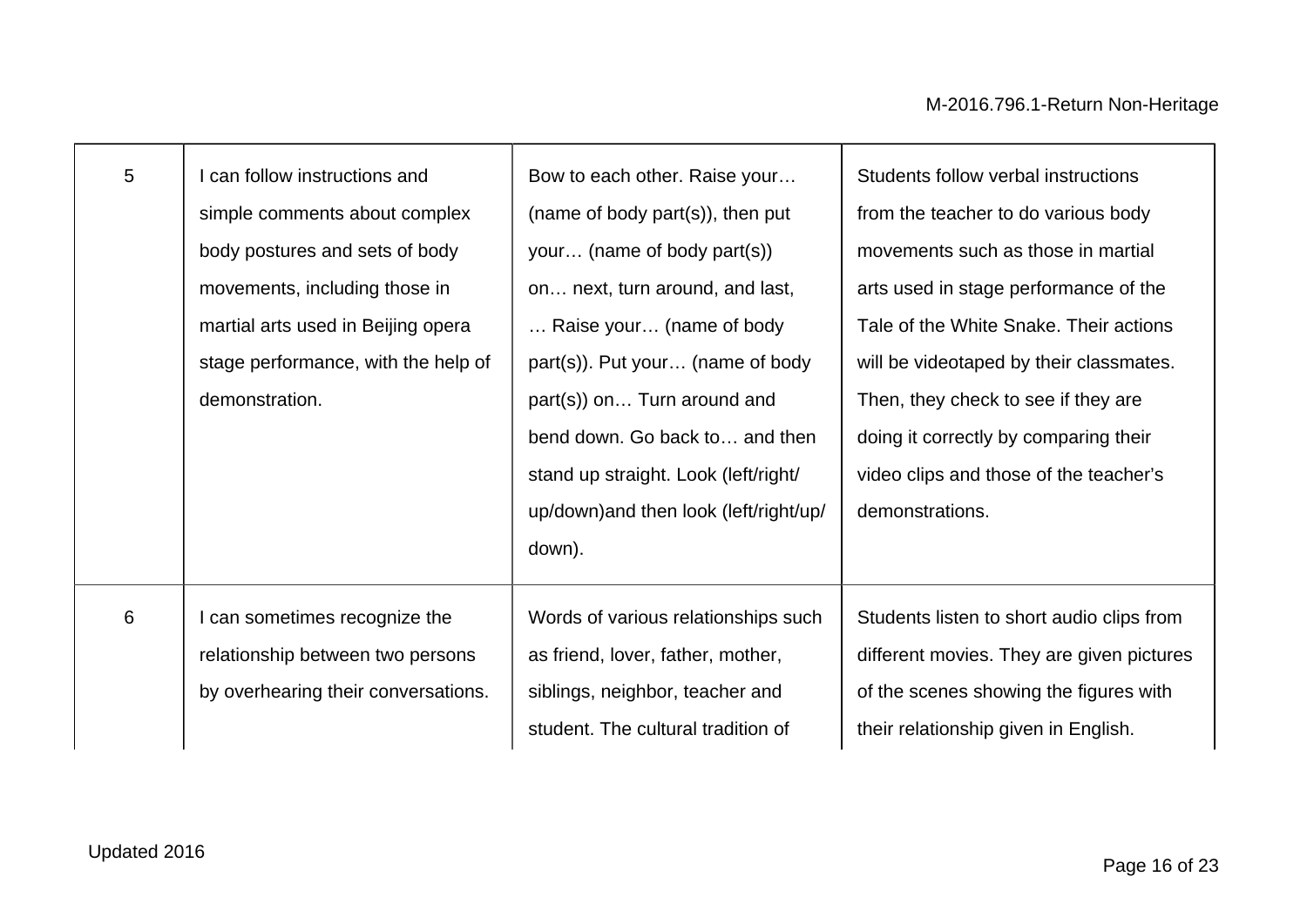| 5 | I can follow instructions and simple comments about complex body postures and sets of body movements, including those in martial arts used in Beijing opera stage performance, with the help of demonstration. | Bow to each other. Raise your… (name of body part(s)), then put your… (name of body part(s)) on… next, turn around, and last, … Raise your… (name of body part(s)). Put your… (name of body part(s)) on… Turn around and bend down. Go back to… and then stand up straight. Look (left/right/ up/down)and then look (left/right/up/ down). | Students follow verbal instructions from the teacher to do various body movements such as those in martial arts used in stage performance of the Tale of the White Snake. Their actions will be videotaped by their classmates. Then, they check to see if they are doing it correctly by comparing their video clips and those of the teacher's demonstrations. |
|---|---|---|---|
| 6 | I can sometimes recognize the relationship between two persons by overhearing their conversations. | Words of various relationships such as friend, lover, father, mother, siblings, neighbor, teacher and student. The cultural tradition of | Students listen to short audio clips from different movies. They are given pictures of the scenes showing the figures with their relationship given in English. |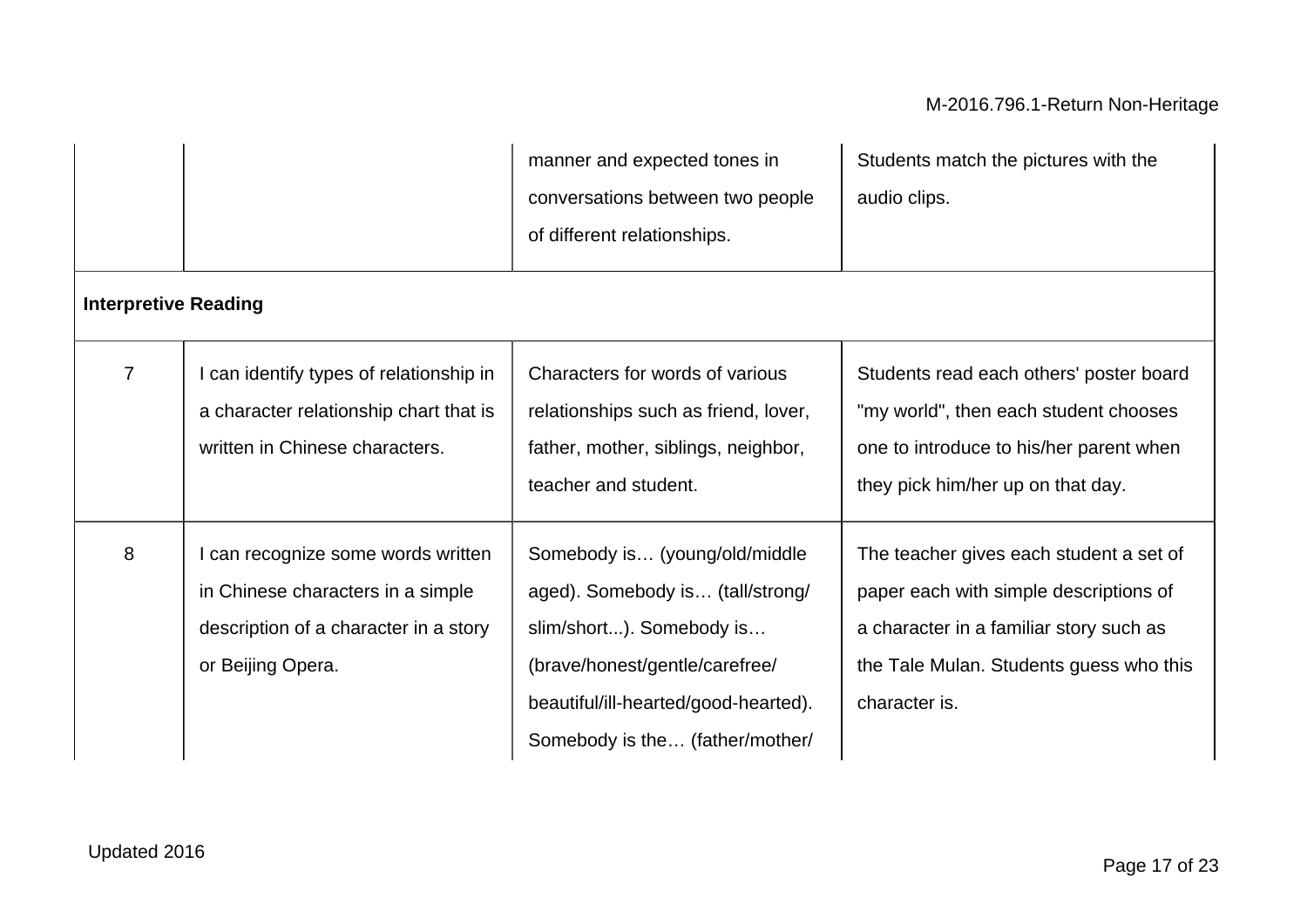| | | | |
|---|---|---|---|
| | | manner and expected tones in conversations between two people of different relationships. | Students match the pictures with the audio clips. |
| **Interpretive Reading** | | | |
| 7 | I can identify types of relationship in a character relationship chart that is written in Chinese characters. | Characters for words of various relationships such as friend, lover, father, mother, siblings, neighbor, teacher and student. | Students read each others' poster board "my world", then each student chooses one to introduce to his/her parent when they pick him/her up on that day. |
| 8 | I can recognize some words written in Chinese characters in a simple description of a character in a story or Beijing Opera. | Somebody is… (young/old/middle aged). Somebody is… (tall/strong/slim/short...). Somebody is… (brave/honest/gentle/carefree/beautiful/ill-hearted/good-hearted). Somebody is the… (father/mother/ | The teacher gives each student a set of paper each with simple descriptions of a character in a familiar story such as the Tale Mulan. Students guess who this character is. |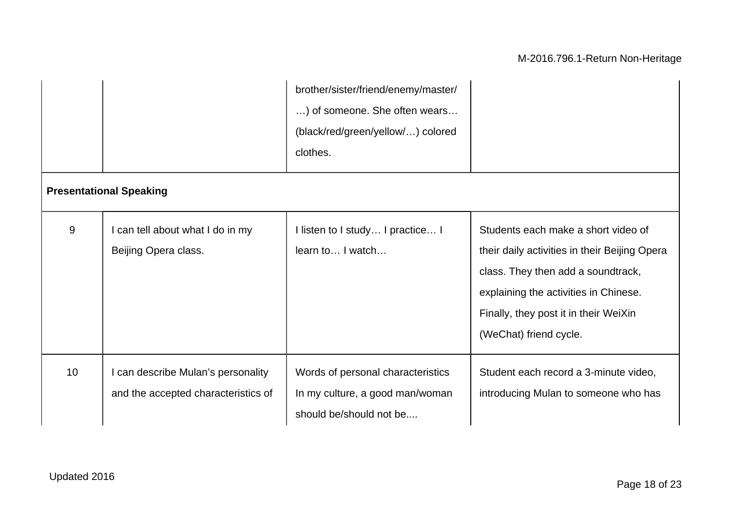| | | | |
|---|---|---|---|
| | | brother/sister/friend/enemy/master/…) of someone. She often wears… (black/red/green/yellow/…) colored clothes. | |
| **Presentational Speaking** | | | |
| 9 | I can tell about what I do in my Beijing Opera class. | I listen to I study… I practice… I learn to… I watch… | Students each make a short video of their daily activities in their Beijing Opera class. They then add a soundtrack, explaining the activities in Chinese. Finally, they post it in their WeiXin (WeChat) friend cycle. |
| 10 | I can describe Mulan's personality and the accepted characteristics of | Words of personal characteristics In my culture, a good man/woman should be/should not be.... | Student each record a 3-minute video, introducing Mulan to someone who has |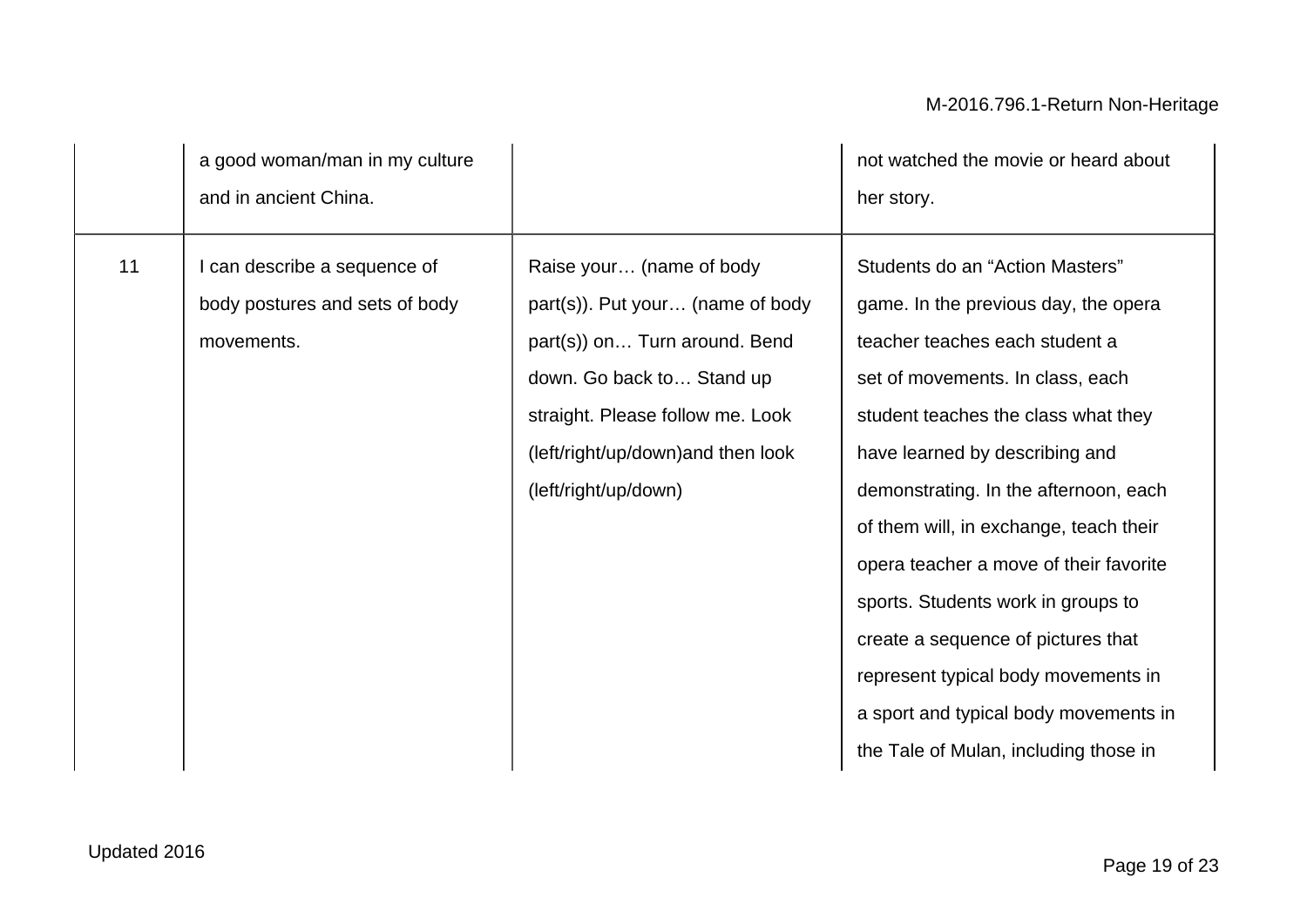| | | | |
|---|---|---|---|
| | a good woman/man in my culture and in ancient China. | | not watched the movie or heard about her story. |
| 11 | I can describe a sequence of body postures and sets of body movements. | Raise your… (name of body part(s)). Put your… (name of body part(s)) on… Turn around. Bend down. Go back to… Stand up straight. Please follow me. Look (left/right/up/down)and then look (left/right/up/down) | Students do an "Action Masters" game. In the previous day, the opera teacher teaches each student a set of movements. In class, each student teaches the class what they have learned by describing and demonstrating. In the afternoon, each of them will, in exchange, teach their opera teacher a move of their favorite sports. Students work in groups to create a sequence of pictures that represent typical body movements in a sport and typical body movements in the Tale of Mulan, including those in |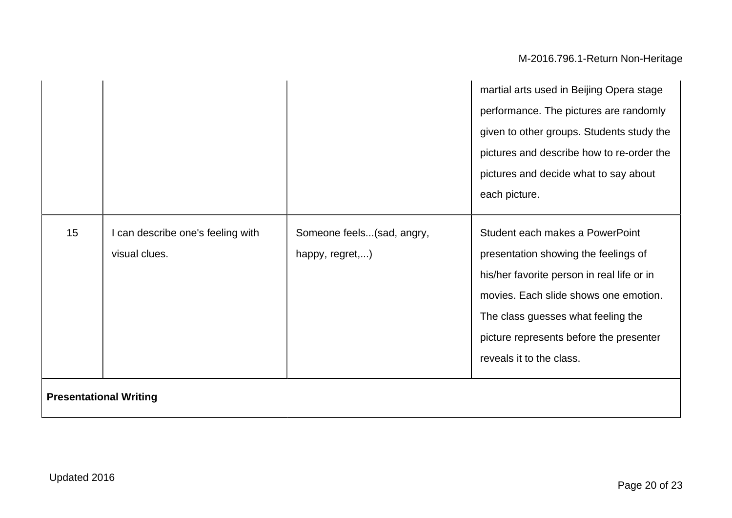| | | | |
|---|---|---|---|
| | | | martial arts used in Beijing Opera stage performance. The pictures are randomly given to other groups. Students study the pictures and describe how to re-order the pictures and decide what to say about each picture. |
| 15 | I can describe one's feeling with visual clues. | Someone feels...(sad, angry, happy, regret,...) | Student each makes a PowerPoint presentation showing the feelings of his/her favorite person in real life or in movies. Each slide shows one emotion. The class guesses what feeling the picture represents before the presenter reveals it to the class. |
| **Presentational Writing** | | | |

Updated 2016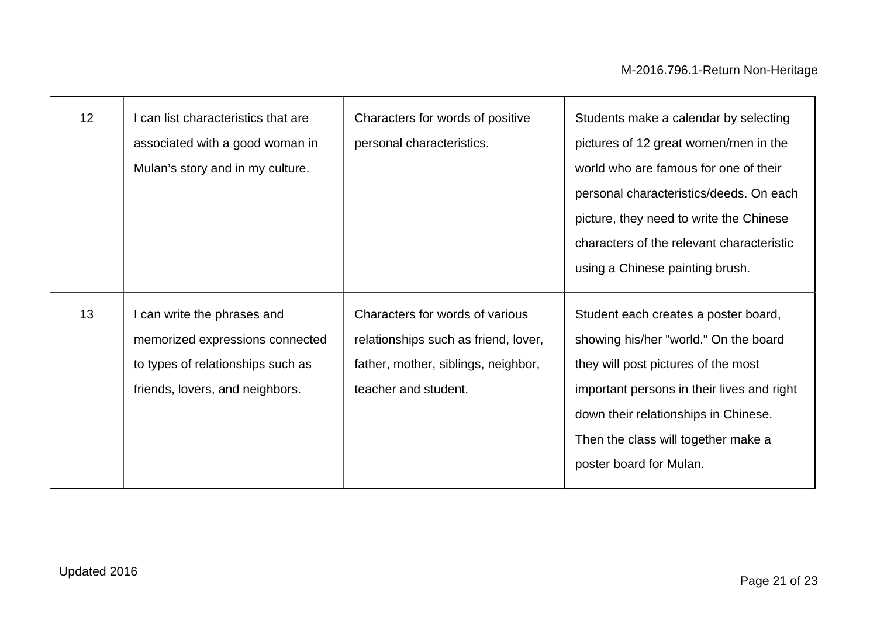| 12 | I can list characteristics that are associated with a good woman in Mulan's story and in my culture. | Characters for words of positive personal characteristics. | Students make a calendar by selecting pictures of 12 great women/men in the world who are famous for one of their personal characteristics/deeds. On each picture, they need to write the Chinese characters of the relevant characteristic using a Chinese painting brush. |
|---|---|---|---|
| 13 | I can write the phrases and memorized expressions connected to types of relationships such as friends, lovers, and neighbors. | Characters for words of various relationships such as friend, lover, father, mother, siblings, neighbor, teacher and student. | Student each creates a poster board, showing his/her "world." On the board they will post pictures of the most important persons in their lives and right down their relationships in Chinese. Then the class will together make a poster board for Mulan. |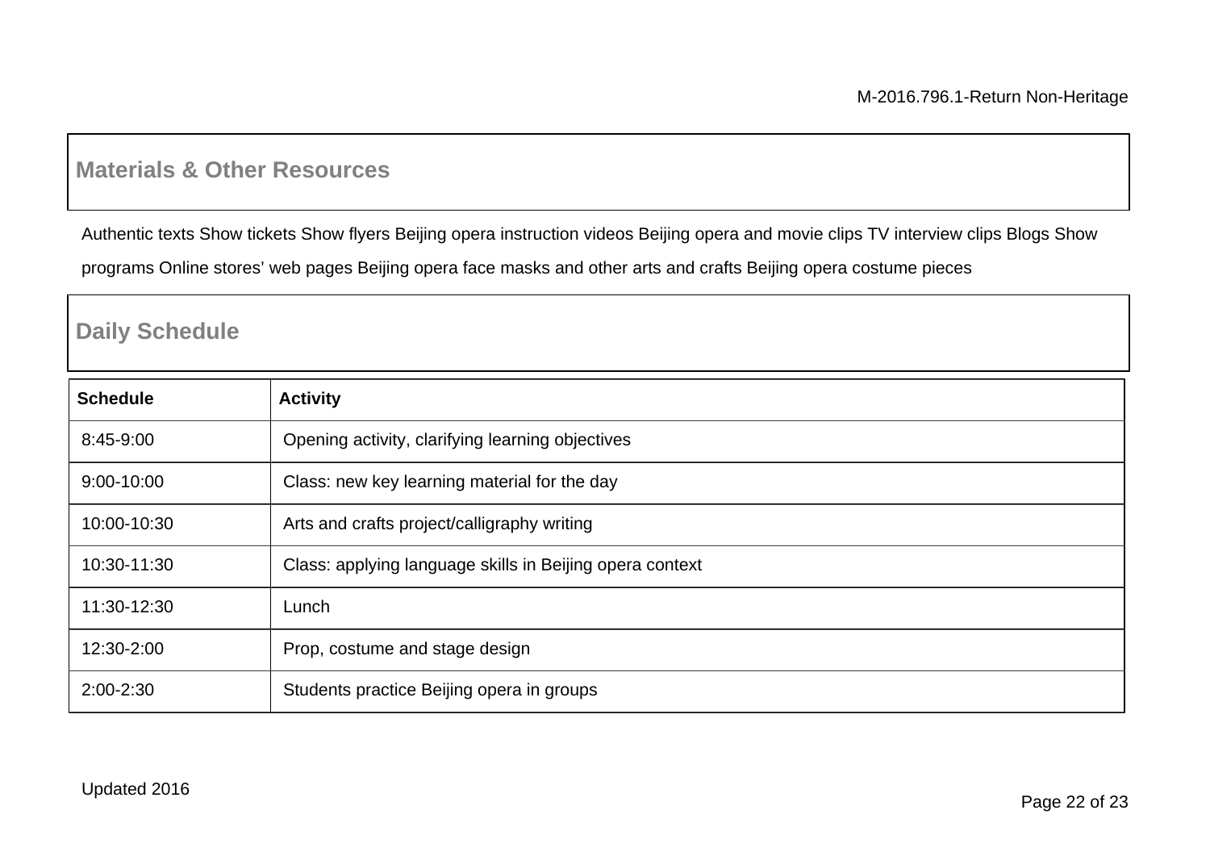## Materials & Other Resources

Authentic texts Show tickets Show flyers Beijing opera instruction videos Beijing opera and movie clips TV interview clips Blogs Show programs Online stores' web pages Beijing opera face masks and other arts and crafts Beijing opera costume pieces

## Daily Schedule

| Schedule | Activity |
|---|---|
| 8:45-9:00 | Opening activity, clarifying learning objectives |
| 9:00-10:00 | Class: new key learning material for the day |
| 10:00-10:30 | Arts and crafts project/calligraphy writing |
| 10:30-11:30 | Class: applying language skills in Beijing opera context |
| 11:30-12:30 | Lunch |
| 12:30-2:00 | Prop, costume and stage design |
| 2:00-2:30 | Students practice Beijing opera in groups |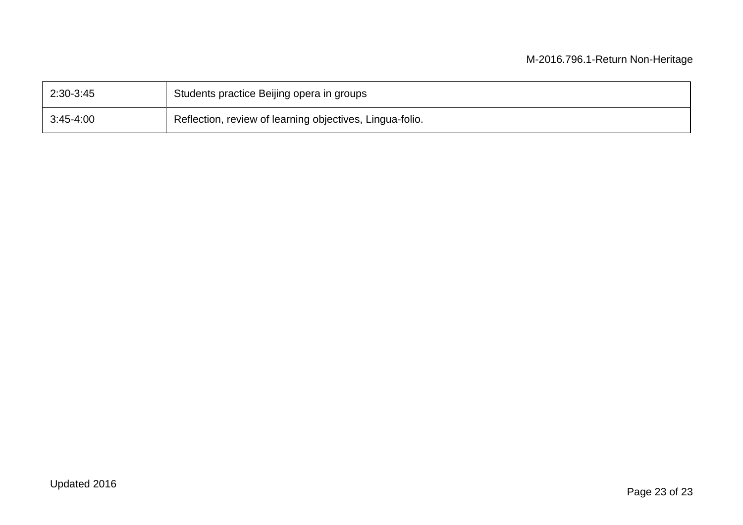| | |
|---|---|
| 2:30-3:45 | Students practice Beijing opera in groups |
| 3:45-4:00 | Reflection, review of learning objectives, Lingua-folio. |